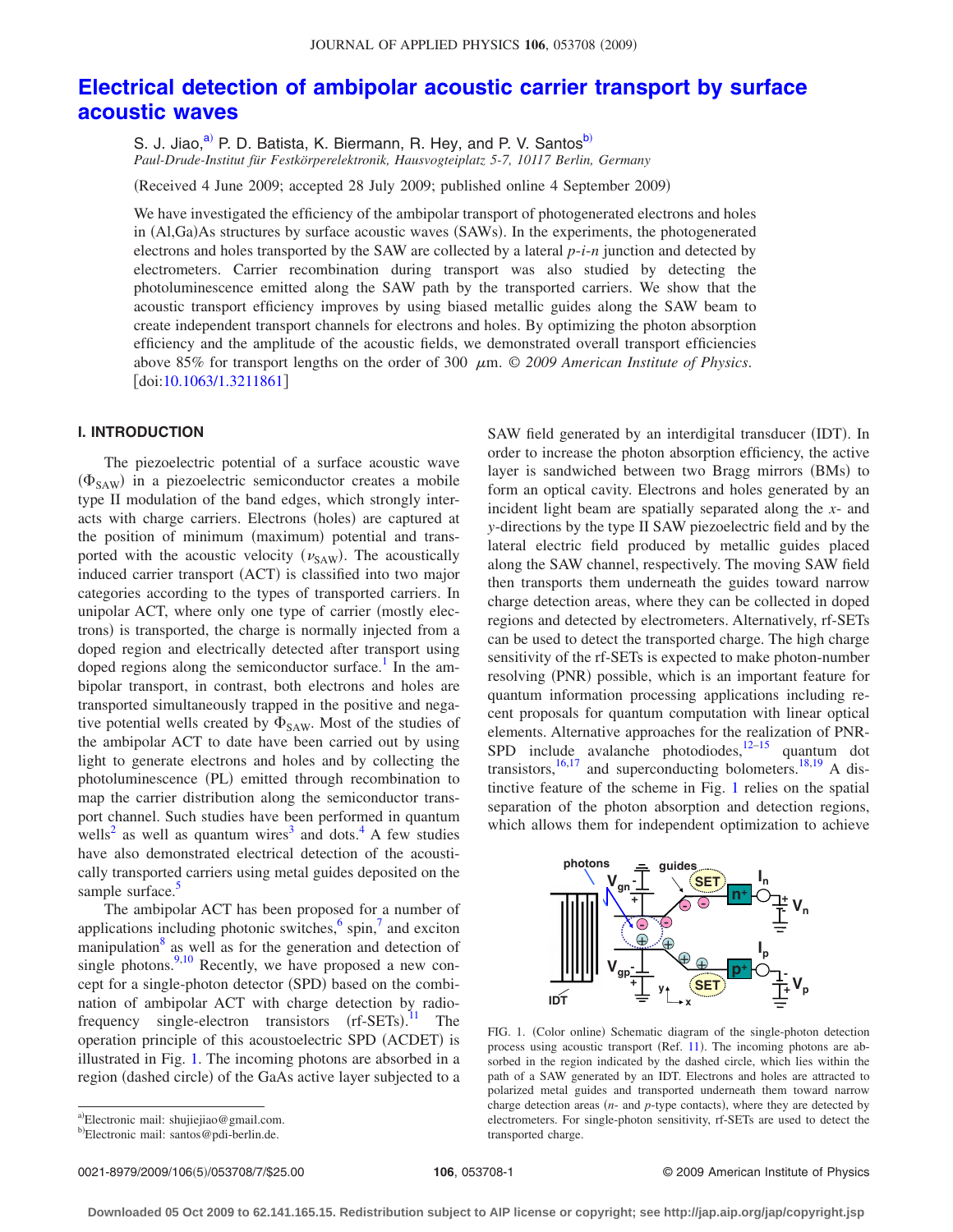# Electrical detection of ambipolar acoustic carrier transport by surface acoustic waves

S. J. Jiao,[a] P. D. Batista, K. Biermann, R. Hey, and P. V. Santos[b]

*Paul-Drude-Institut für Festkörperelektronik, Hausvogteiplatz 5-7, 10117 Berlin, Germany*

(Received 4 June 2009; accepted 28 July 2009; published online 4 September 2009)

We have investigated the efficiency of the ambipolar transport of photogenerated electrons and holes in (Al,Ga)As structures by surface acoustic waves (SAWs). In the experiments, the photogenerated electrons and holes transported by the SAW are collected by a lateral *p-i-n* junction and detected by electrometers. Carrier recombination during transport was also studied by detecting the photoluminescence emitted along the SAW path by the transported carriers. We show that the acoustic transport efficiency improves by using biased metallic guides along the SAW beam to create independent transport channels for electrons and holes. By optimizing the photon absorption efficiency and the amplitude of the acoustic fields, we demonstrated overall transport efficiencies above 85% for transport lengths on the order of 300 $\mu$m. © *2009 American Institute of Physics*. [doi:10.1063/1.3211861]

## I. INTRODUCTION

The piezoelectric potential of a surface acoustic wave ($\Phi_{SAW}$) in a piezoelectric semiconductor creates a mobile type II modulation of the band edges, which strongly interacts with charge carriers. Electrons (holes) are captured at the position of minimum (maximum) potential and transported with the acoustic velocity ($\nu_{SAW}$). The acoustically induced carrier transport (ACT) is classified into two major categories according to the types of transported carriers. In unipolar ACT, where only one type of carrier (mostly electrons) is transported, the charge is normally injected from a doped region and electrically detected after transport using doped regions along the semiconductor surface.[1] In the ambipolar transport, in contrast, both electrons and holes are transported simultaneously trapped in the positive and negative potential wells created by $\Phi_{SAW}$. Most of the studies of the ambipolar ACT to date have been carried out by using light to generate electrons and holes and by collecting the photoluminescence (PL) emitted through recombination to map the carrier distribution along the semiconductor transport channel. Such studies have been performed in quantum wells[2] as well as quantum wires[3] and dots.[4] A few studies have also demonstrated electrical detection of the acoustically transported carriers using metal guides deposited on the sample surface.[5]

The ambipolar ACT has been proposed for a number of applications including photonic switches,[6] spin,[7] and exciton manipulation[8] as well as for the generation and detection of single photons.[9,10] Recently, we have proposed a new concept for a single-photon detector (SPD) based on the combination of ambipolar ACT with charge detection by radio-frequency single-electron transistors (rf-SETs).[11] The operation principle of this acoustoelectric SPD (ACDET) is illustrated in Fig. 1. The incoming photons are absorbed in a region (dashed circle) of the GaAs active layer subjected to a SAW field generated by an interdigital transducer (IDT). In order to increase the photon absorption efficiency, the active layer is sandwiched between two Bragg mirrors (BMs) to form an optical cavity. Electrons and holes generated by an incident light beam are spatially separated along the *x*- and *y*-directions by the type II SAW piezoelectric field and by the lateral electric field produced by metallic guides placed along the SAW channel, respectively. The moving SAW field then transports them underneath the guides toward narrow charge detection areas, where they can be collected in doped regions and detected by electrometers. Alternatively, rf-SETs can be used to detect the transported charge. The high charge sensitivity of the rf-SETs is expected to make photon-number resolving (PNR) possible, which is an important feature for quantum information processing applications including recent proposals for quantum computation with linear optical elements. Alternative approaches for the realization of PNR-SPD include avalanche photodiodes,[12–15] quantum dot transistors,[16,17] and superconducting bolometers.[18,19] A distinctive feature of the scheme in Fig. 1 relies on the spatial separation of the photon absorption and detection regions, which allows them for independent optimization to achieve

FIG. 1. (Color online) Schematic diagram of the single-photon detection process using acoustic transport (Ref. 11). The incoming photons are absorbed in the region indicated by the dashed circle, which lies within the path of a SAW generated by an IDT. Electrons and holes are attracted to polarized metal guides and transported underneath them toward narrow charge detection areas (*n*- and *p*-type contacts), where they are detected by electrometers. For single-photon sensitivity, rf-SETs are used to detect the transported charge.

[a]Electronic mail: shujiejiao@gmail.com.
[b]Electronic mail: santos@pdi-berlin.de.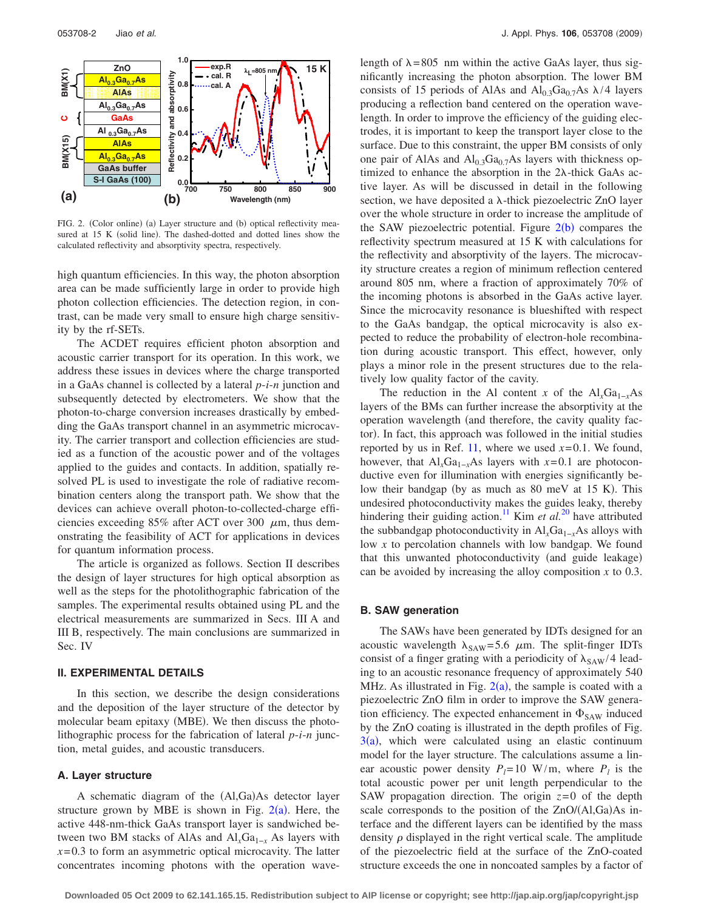FIG. 2. (Color online) (a) Layer structure and (b) optical reflectivity measured at 15 K (solid line). The dashed-dotted and dotted lines show the calculated reflectivity and absorptivity spectra, respectively.

high quantum efficiencies. In this way, the photon absorption area can be made sufficiently large in order to provide high photon collection efficiencies. The detection region, in contrast, can be made very small to ensure high charge sensitivity by the rf-SETs.

The ACDET requires efficient photon absorption and acoustic carrier transport for its operation. In this work, we address these issues in devices where the charge transported in a GaAs channel is collected by a lateral *p-i-n* junction and subsequently detected by electrometers. We show that the photon-to-charge conversion increases drastically by embedding the GaAs transport channel in an asymmetric microcavity. The carrier transport and collection efficiencies are studied as a function of the acoustic power and of the voltages applied to the guides and contacts. In addition, spatially resolved PL is used to investigate the role of radiative recombination centers along the transport path. We show that the devices can achieve overall photon-to-collected-charge efficiencies exceeding 85% after ACT over 300 $\mu$m, thus demonstrating the feasibility of ACT for applications in devices for quantum information process.

The article is organized as follows. Section II describes the design of layer structures for high optical absorption as well as the steps for the photolithographic fabrication of the samples. The experimental results obtained using PL and the electrical measurements are summarized in Secs. III A and III B, respectively. The main conclusions are summarized in Sec. IV

## II. EXPERIMENTAL DETAILS

In this section, we describe the design considerations and the deposition of the layer structure of the detector by molecular beam epitaxy (MBE). We then discuss the photolithographic process for the fabrication of lateral *p-i-n* junction, metal guides, and acoustic transducers.

### A. Layer structure

A schematic diagram of the (Al,Ga)As detector layer structure grown by MBE is shown in Fig. 2(a). Here, the active 448-nm-thick GaAs transport layer is sandwiched between two BM stacks of AlAs and $Al_xGa_{1-x}$ As layers with $x=0.3$ to form an asymmetric optical microcavity. The latter concentrates incoming photons with the operation wavelength of $\lambda=805$ nm within the active GaAs layer, thus significantly increasing the photon absorption. The lower BM consists of 15 periods of AlAs and $Al_{0.3}Ga_{0.7}As$ $\lambda/4$ layers producing a reflection band centered on the operation wavelength. In order to improve the efficiency of the guiding electrodes, it is important to keep the transport layer close to the surface. Due to this constraint, the upper BM consists of only one pair of AlAs and $Al_{0.3}Ga_{0.7}As$ layers with thickness optimized to enhance the absorption in the $2\lambda$-thick GaAs active layer. As will be discussed in detail in the following section, we have deposited a $\lambda$-thick piezoelectric ZnO layer over the whole structure in order to increase the amplitude of the SAW piezoelectric potential. Figure 2(b) compares the reflectivity spectrum measured at 15 K with calculations for the reflectivity and absorptivity of the layers. The microcavity structure creates a region of minimum reflection centered around 805 nm, where a fraction of approximately 70% of the incoming photons is absorbed in the GaAs active layer. Since the microcavity resonance is blueshifted with respect to the GaAs bandgap, the optical microcavity is also expected to reduce the probability of electron-hole recombination during acoustic transport. This effect, however, only plays a minor role in the present structures due to the relatively low quality factor of the cavity.

The reduction in the Al content $x$ of the $Al_xGa_{1-x}As$ layers of the BMs can further increase the absorptivity at the operation wavelength (and therefore, the cavity quality factor). In fact, this approach was followed in the initial studies reported by us in Ref. 11, where we used $x=0.1$. We found, however, that $Al_xGa_{1-x}As$ layers with $x=0.1$ are photoconductive even for illumination with energies significantly below their bandgap (by as much as 80 meV at 15 K). This undesired photoconductivity makes the guides leaky, thereby hindering their guiding action.[11] Kim *et al.*[20] have attributed the subbandgap photoconductivity in $Al_xGa_{1-x}As$ alloys with low $x$ to percolation channels with low bandgap. We found that this unwanted photoconductivity (and guide leakage) can be avoided by increasing the alloy composition $x$ to 0.3.

### B. SAW generation

The SAWs have been generated by IDTs designed for an acoustic wavelength $\lambda_{SAW}=5.6$ $\mu$m. The split-finger IDTs consist of a finger grating with a periodicity of $\lambda_{SAW}/4$ leading to an acoustic resonance frequency of approximately 540 MHz. As illustrated in Fig. 2(a), the sample is coated with a piezoelectric ZnO film in order to improve the SAW generation efficiency. The expected enhancement in $\Phi_{SAW}$ induced by the ZnO coating is illustrated in the depth profiles of Fig. 3(a), which were calculated using an elastic continuum model for the layer structure. The calculations assume a linear acoustic power density $P_l=10$ W/m, where $P_l$ is the total acoustic power per unit length perpendicular to the SAW propagation direction. The origin $z=0$ of the depth scale corresponds to the position of the ZnO/(Al,Ga)As interface and the different layers can be identified by the mass density $\rho$ displayed in the right vertical scale. The amplitude of the piezoelectric field at the surface of the ZnO-coated structure exceeds the one in noncoated samples by a factor of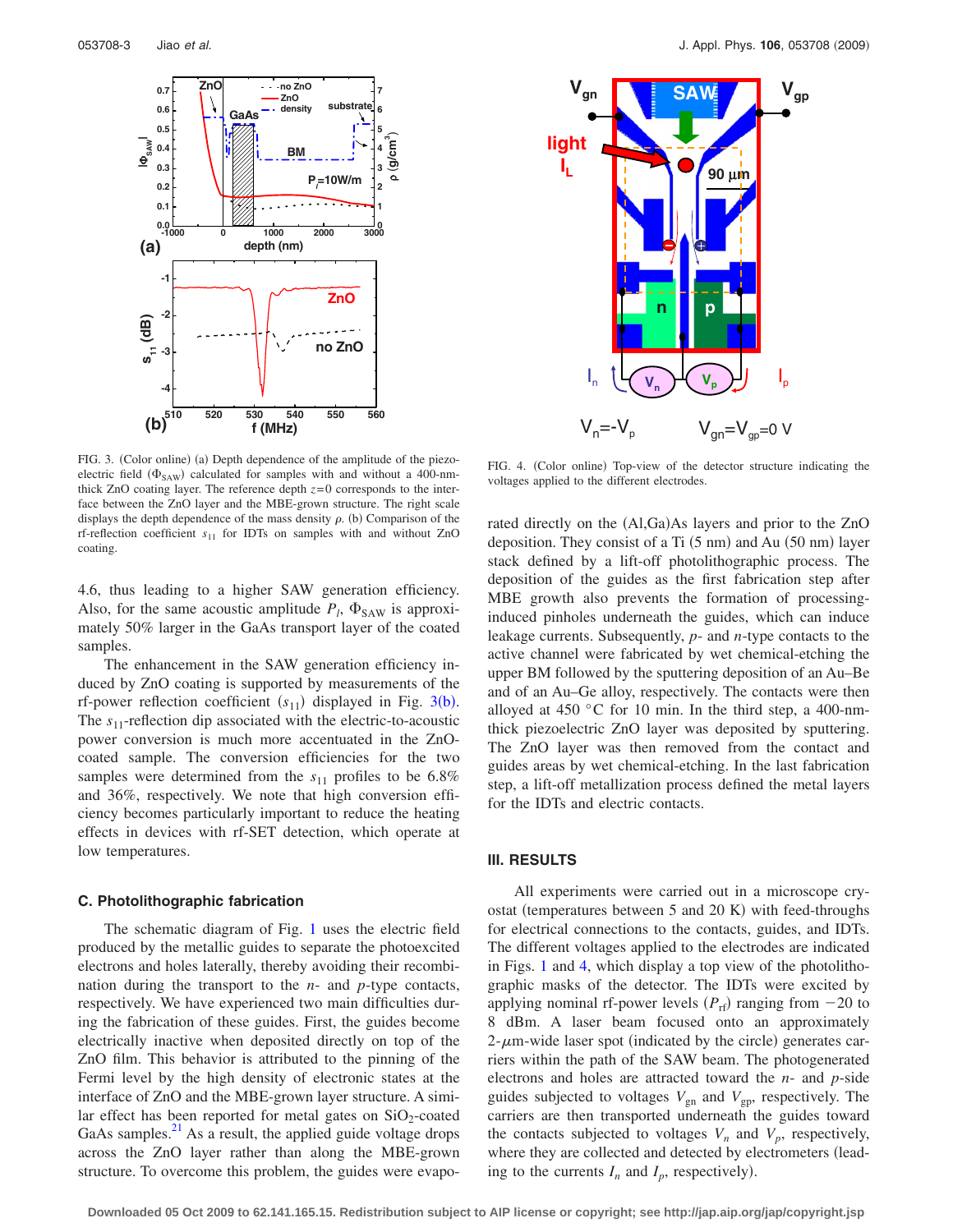FIG. 3. (Color online) (a) Depth dependence of the amplitude of the piezoelectric field ($\Phi_{SAW}$) calculated for samples with and without a 400-nm-thick ZnO coating layer. The reference depth $z=0$ corresponds to the interface between the ZnO layer and the MBE-grown structure. The right scale displays the depth dependence of the mass density $\rho$. (b) Comparison of the rf-reflection coefficient $s_{11}$ for IDTs on samples with and without ZnO coating.

FIG. 4. (Color online) Top-view of the detector structure indicating the voltages applied to the different electrodes.

4.6, thus leading to a higher SAW generation efficiency. Also, for the same acoustic amplitude $P_l$, $\Phi_{SAW}$ is approximately 50% larger in the GaAs transport layer of the coated samples.

The enhancement in the SAW generation efficiency induced by ZnO coating is supported by measurements of the rf-power reflection coefficient ($s_{11}$) displayed in Fig. 3(b). The $s_{11}$-reflection dip associated with the electric-to-acoustic power conversion is much more accentuated in the ZnO-coated sample. The conversion efficiencies for the two samples were determined from the $s_{11}$ profiles to be 6.8% and 36%, respectively. We note that high conversion efficiency becomes particularly important to reduce the heating effects in devices with rf-SET detection, which operate at low temperatures.

### C. Photolithographic fabrication

The schematic diagram of Fig. 1 uses the electric field produced by the metallic guides to separate the photoexcited electrons and holes laterally, thereby avoiding their recombination during the transport to the $n$- and $p$-type contacts, respectively. We have experienced two main difficulties during the fabrication of these guides. First, the guides become electrically inactive when deposited directly on top of the ZnO film. This behavior is attributed to the pinning of the Fermi level by the high density of electronic states at the interface of ZnO and the MBE-grown layer structure. A similar effect has been reported for metal gates on $SiO_2$-coated GaAs samples.[21] As a result, the applied guide voltage drops across the ZnO layer rather than along the MBE-grown structure. To overcome this problem, the guides were evaporated directly on the (Al,Ga)As layers and prior to the ZnO deposition. They consist of a Ti (5 nm) and Au (50 nm) layer stack defined by a lift-off photolithographic process. The deposition of the guides as the first fabrication step after MBE growth also prevents the formation of processing-induced pinholes underneath the guides, which can induce leakage currents. Subsequently, $p$- and $n$-type contacts to the active channel were fabricated by wet chemical-etching the upper BM followed by the sputtering deposition of an Au–Be and of an Au–Ge alloy, respectively. The contacts were then alloyed at 450 °C for 10 min. In the third step, a 400-nm-thick piezoelectric ZnO layer was deposited by sputtering. The ZnO layer was then removed from the contact and guides areas by wet chemical-etching. In the last fabrication step, a lift-off metallization process defined the metal layers for the IDTs and electric contacts.

## III. RESULTS

All experiments were carried out in a microscope cryostat (temperatures between 5 and 20 K) with feed-throughs for electrical connections to the contacts, guides, and IDTs. The different voltages applied to the electrodes are indicated in Figs. 1 and 4, which display a top view of the photolithographic masks of the detector. The IDTs were excited by applying nominal rf-power levels ($P_{rf}$) ranging from −20 to 8 dBm. A laser beam focused onto an approximately 2-$\mu$m-wide laser spot (indicated by the circle) generates carriers within the path of the SAW beam. The photogenerated electrons and holes are attracted toward the $n$- and $p$-side guides subjected to voltages $V_{gn}$ and $V_{gp}$, respectively. The carriers are then transported underneath the guides toward the contacts subjected to voltages $V_n$ and $V_p$, respectively, where they are collected and detected by electrometers (leading to the currents $I_n$ and $I_p$, respectively).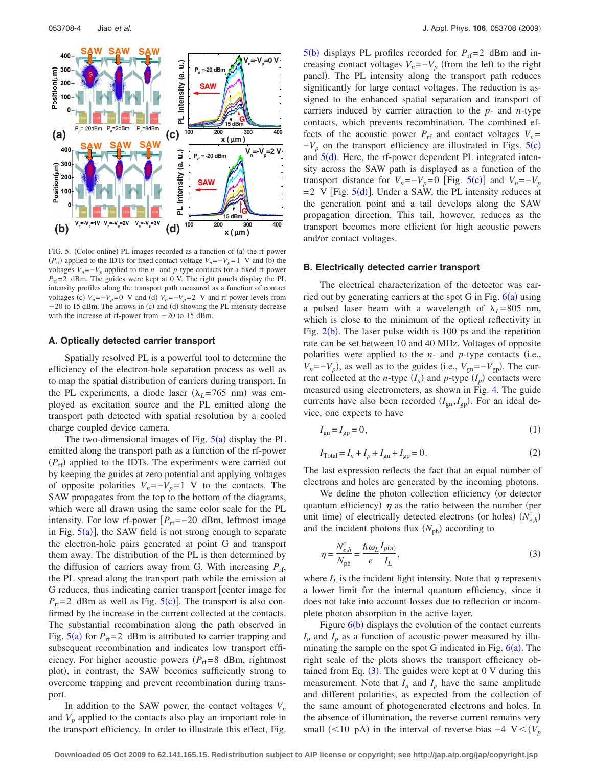FIG. 5. (Color online) PL images recorded as a function of (a) the rf-power ($P_{rf}$) applied to the IDTs for fixed contact voltage $V_n = -V_p = 1$ V and (b) the voltages $V_n = -V_p$ applied to the $n$- and $p$-type contacts for a fixed rf-power $P_{rf} = 2$ dBm. The guides were kept at 0 V. The right panels display the PL intensity profiles along the transport path measured as a function of contact voltages (c) $V_n = -V_p = 0$ V and (d) $V_n = -V_p = 2$ V and rf power levels from −20 to 15 dBm. The arrows in (c) and (d) showing the PL intensity decrease with the increase of rf-power from −20 to 15 dBm.

### A. Optically detected carrier transport

Spatially resolved PL is a powerful tool to determine the efficiency of the electron-hole separation process as well as to map the spatial distribution of carriers during transport. In the PL experiments, a diode laser ($\lambda_L = 765$ nm) was employed as excitation source and the PL emitted along the transport path detected with spatial resolution by a cooled charge coupled device camera.

The two-dimensional images of Fig. 5(a) display the PL emitted along the transport path as a function of the rf-power ($P_{rf}$) applied to the IDTs. The experiments were carried out by keeping the guides at zero potential and applying voltages of opposite polarities $V_n = -V_p = 1$ V to the contacts. The SAW propagates from the top to the bottom of the diagrams, which were all drawn using the same color scale for the PL intensity. For low rf-power [$P_{rf} = -20$ dBm, leftmost image in Fig. 5(a)], the SAW field is not strong enough to separate the electron-hole pairs generated at point G and transport them away. The distribution of the PL is then determined by the diffusion of carriers away from G. With increasing $P_{rf}$, the PL spread along the transport path while the emission at G reduces, thus indicating carrier transport [center image for $P_{rf} = 2$ dBm as well as Fig. 5(c)]. The transport is also confirmed by the increase in the current collected at the contacts. The substantial recombination along the path observed in Fig. 5(a) for $P_{rf} = 2$ dBm is attributed to carrier trapping and subsequent recombination and indicates low transport efficiency. For higher acoustic powers ($P_{rf} = 8$ dBm, rightmost plot), in contrast, the SAW becomes sufficiently strong to overcome trapping and prevent recombination during transport.

In addition to the SAW power, the contact voltages $V_n$ and $V_p$ applied to the contacts also play an important role in the transport efficiency. In order to illustrate this effect, Fig. 5(b) displays PL profiles recorded for $P_{rf} = 2$ dBm and increasing contact voltages $V_n = -V_p$ (from the left to the right panel). The PL intensity along the transport path reduces significantly for large contact voltages. The reduction is assigned to the enhanced spatial separation and transport of carriers induced by carrier attraction to the $p$- and $n$-type contacts, which prevents recombination. The combined effects of the acoustic power $P_{rf}$ and contact voltages $V_n = -V_p$ on the transport efficiency are illustrated in Figs. 5(c) and 5(d). Here, the rf-power dependent PL integrated intensity across the SAW path is displayed as a function of the transport distance for $V_n = -V_p = 0$ [Fig. 5(c)] and $V_n = -V_p = 2$ V [Fig. 5(d)]. Under a SAW, the PL intensity reduces at the generation point and a tail develops along the SAW propagation direction. This tail, however, reduces as the transport becomes more efficient for high acoustic powers and/or contact voltages.

### B. Electrically detected carrier transport

The electrical characterization of the detector was carried out by generating carriers at the spot G in Fig. 6(a) using a pulsed laser beam with a wavelength of $\lambda_L = 805$ nm, which is close to the minimum of the optical reflectivity in Fig. 2(b). The laser pulse width is 100 ps and the repetition rate can be set between 10 and 40 MHz. Voltages of opposite polarities were applied to the $n$- and $p$-type contacts (i.e., $V_n = -V_p$), as well as to the guides (i.e., $V_{gn} = -V_{gp}$). The current collected at the $n$-type ($I_n$) and $p$-type ($I_p$) contacts were measured using electrometers, as shown in Fig. 4. The guide currents have also been recorded ($I_{gn}, I_{gp}$). For an ideal device, one expects to have

$$I_{gn} = I_{gp} = 0, \tag{1}$$

$$I_{Total} = I_n + I_p + I_{gn} + I_{gp} = 0. \tag{2}$$

The last expression reflects the fact that an equal number of electrons and holes are generated by the incoming photons.

We define the photon collection efficiency (or detector quantum efficiency) $\eta$ as the ratio between the number (per unit time) of electrically detected electrons (or holes) ($N^c_{e,h}$) and the incident photons flux ($N_{ph}$) according to

$$\eta = \frac{N^c_{e,h}}{N_{ph}} = \frac{\hbar\omega_L}{e}\frac{I_{p(n)}}{I_L}, \tag{3}$$

where $I_L$ is the incident light intensity. Note that $\eta$ represents a lower limit for the internal quantum efficiency, since it does not take into account losses due to reflection or incomplete photon absorption in the active layer.

Figure 6(b) displays the evolution of the contact currents $I_n$ and $I_p$ as a function of acoustic power measured by illuminating the sample on the spot G indicated in Fig. 6(a). The right scale of the plots shows the transport efficiency obtained from Eq. (3). The guides were kept at 0 V during this measurement. Note that $I_n$ and $I_p$ have the same amplitude and different polarities, as expected from the collection of the same amount of photogenerated electrons and holes. In the absence of illumination, the reverse current remains very small (<10 pA) in the interval of reverse bias −4 V<($V_p$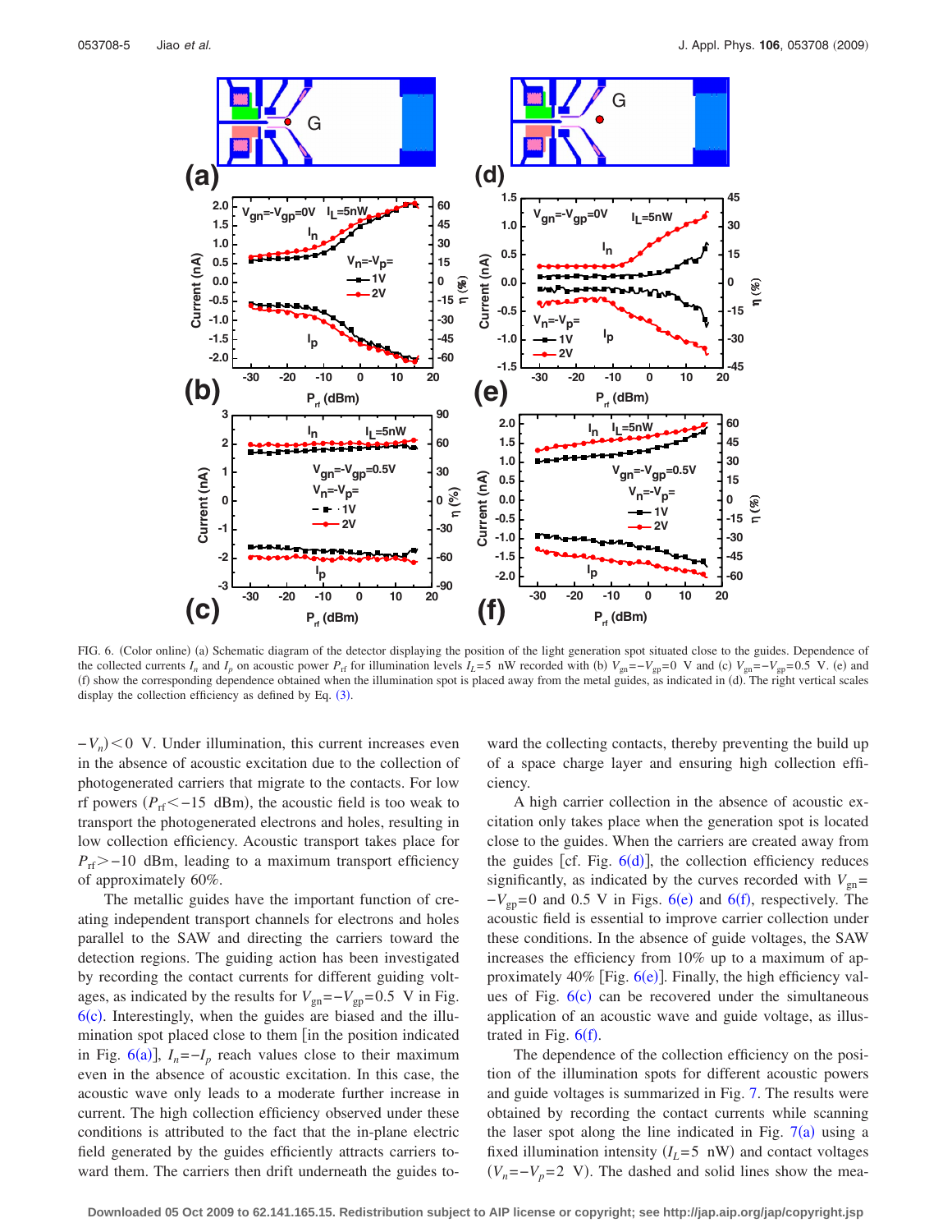FIG. 6. (Color online) (a) Schematic diagram of the detector displaying the position of the light generation spot situated close to the guides. Dependence of the collected currents $I_n$ and $I_p$ on acoustic power $P_{rf}$ for illumination levels $I_L=5$ nW recorded with (b) $V_{gn}=-V_{gp}=0$ V and (c) $V_{gn}=-V_{gp}=0.5$ V. (e) and (f) show the corresponding dependence obtained when the illumination spot is placed away from the metal guides, as indicated in (d). The right vertical scales display the collection efficiency as defined by Eq. (3).

$-V_n)<0$ V. Under illumination, this current increases even in the absence of acoustic excitation due to the collection of photogenerated carriers that migrate to the contacts. For low rf powers ($P_{rf}<-15$ dBm), the acoustic field is too weak to transport the photogenerated electrons and holes, resulting in low collection efficiency. Acoustic transport takes place for $P_{rf}>-10$ dBm, leading to a maximum transport efficiency of approximately 60%.

The metallic guides have the important function of creating independent transport channels for electrons and holes parallel to the SAW and directing the carriers toward the detection regions. The guiding action has been investigated by recording the contact currents for different guiding voltages, as indicated by the results for $V_{gn}=-V_{gp}=0.5$ V in Fig. 6(c). Interestingly, when the guides are biased and the illumination spot placed close to them [in the position indicated in Fig. 6(a)], $I_n=-I_p$ reach values close to their maximum even in the absence of acoustic excitation. In this case, the acoustic wave only leads to a moderate further increase in current. The high collection efficiency observed under these conditions is attributed to the fact that the in-plane electric field generated by the guides efficiently attracts carriers toward them. The carriers then drift underneath the guides toward the collecting contacts, thereby preventing the build up of a space charge layer and ensuring high collection efficiency.

A high carrier collection in the absence of acoustic excitation only takes place when the generation spot is located close to the guides. When the carriers are created away from the guides [cf. Fig. 6(d)], the collection efficiency reduces significantly, as indicated by the curves recorded with $V_{gn}=-V_{gp}=0$ and 0.5 V in Figs. 6(e) and 6(f), respectively. The acoustic field is essential to improve carrier collection under these conditions. In the absence of guide voltages, the SAW increases the efficiency from 10% up to a maximum of approximately 40% [Fig. 6(e)]. Finally, the high efficiency values of Fig. 6(c) can be recovered under the simultaneous application of an acoustic wave and guide voltage, as illustrated in Fig. 6(f).

The dependence of the collection efficiency on the position of the illumination spots for different acoustic powers and guide voltages is summarized in Fig. 7. The results were obtained by recording the contact currents while scanning the laser spot along the line indicated in Fig. 7(a) using a fixed illumination intensity ($I_L=5$ nW) and contact voltages ($V_n=-V_p=2$ V). The dashed and solid lines show the mea-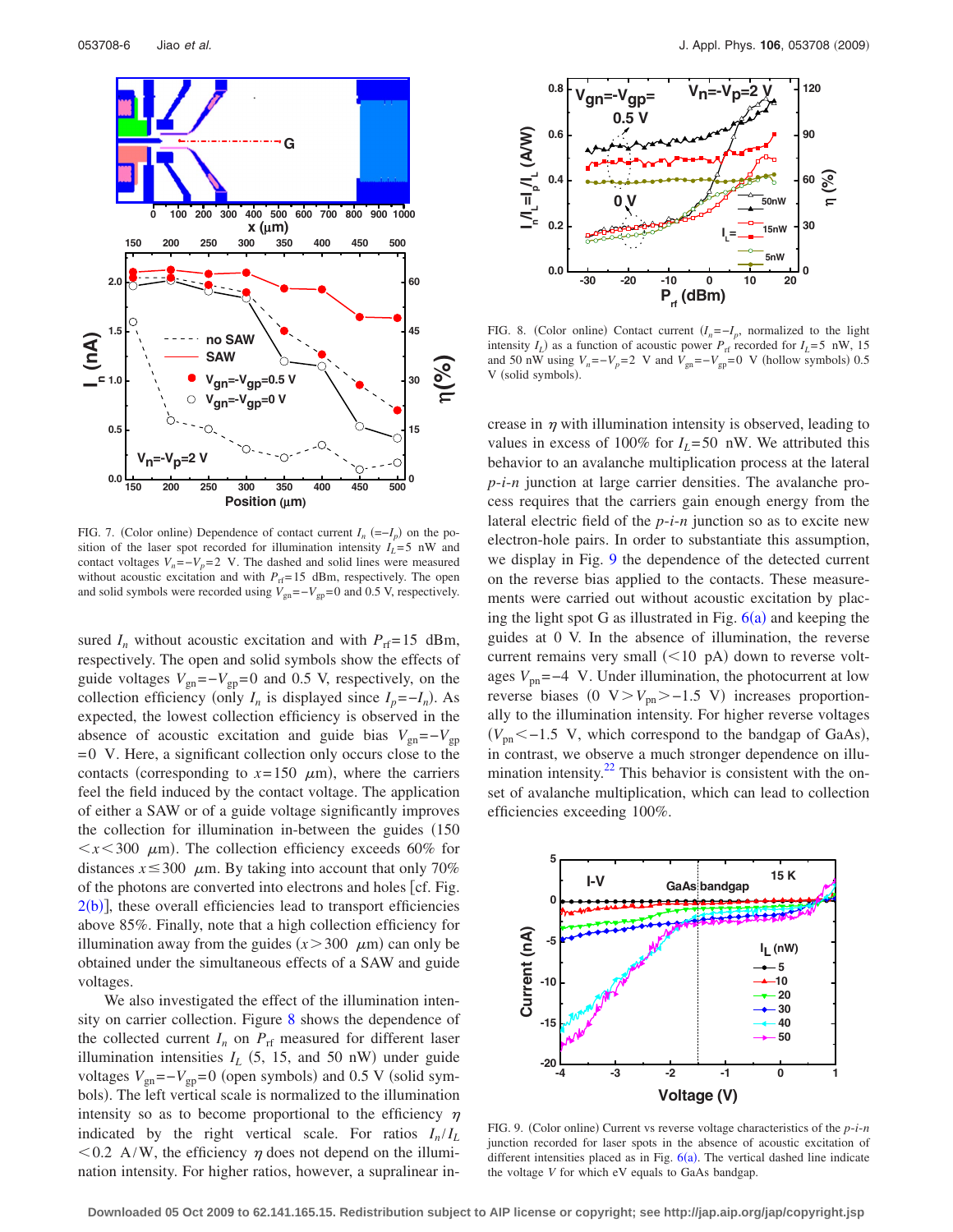FIG. 7. (Color online) Dependence of contact current $I_n$ $(=-I_p)$ on the position of the laser spot recorded for illumination intensity $I_L=5$ nW and contact voltages $V_n=-V_p=2$ V. The dashed and solid lines were measured without acoustic excitation and with $P_{rf}=15$ dBm, respectively. The open and solid symbols were recorded using $V_{gn}=-V_{gp}=0$ and 0.5 V, respectively.

sured $I_n$ without acoustic excitation and with $P_{rf}=15$ dBm, respectively. The open and solid symbols show the effects of guide voltages $V_{gn}=-V_{gp}=0$ and 0.5 V, respectively, on the collection efficiency (only $I_n$ is displayed since $I_p=-I_n$). As expected, the lowest collection efficiency is observed in the absence of acoustic excitation and guide bias $V_{gn}=-V_{gp}=0$ V. Here, a significant collection only occurs close to the contacts (corresponding to $x=150$ $\mu$m), where the carriers feel the field induced by the contact voltage. The application of either a SAW or of a guide voltage significantly improves the collection for illumination in-between the guides ($150<x<300$ $\mu$m). The collection efficiency exceeds 60% for distances $x\leq 300$ $\mu$m. By taking into account that only 70% of the photons are converted into electrons and holes [cf. Fig. 2(b)], these overall efficiencies lead to transport efficiencies above 85%. Finally, note that a high collection efficiency for illumination away from the guides ($x>300$ $\mu$m) can only be obtained under the simultaneous effects of a SAW and guide voltages.

We also investigated the effect of the illumination intensity on carrier collection. Figure 8 shows the dependence of the collected current $I_n$ on $P_{rf}$ measured for different laser illumination intensities $I_L$ (5, 15, and 50 nW) under guide voltages $V_{gn}=-V_{gp}=0$ (open symbols) and 0.5 V (solid symbols). The left vertical scale is normalized to the illumination intensity so as to become proportional to the efficiency $\eta$ indicated by the right vertical scale. For ratios $I_n/I_L<0.2$ A/W, the efficiency $\eta$ does not depend on the illumination intensity. For higher ratios, however, a supralinear increase in $\eta$ with illumination intensity is observed, leading to values in excess of 100% for $I_L=50$ nW. We attributed this behavior to an avalanche multiplication process at the lateral *p-i-n* junction at large carrier densities. The avalanche process requires that the carriers gain enough energy from the lateral electric field of the *p-i-n* junction so as to excite new electron-hole pairs. In order to substantiate this assumption, we display in Fig. 9 the dependence of the detected current on the reverse bias applied to the contacts. These measurements were carried out without acoustic excitation by placing the light spot G as illustrated in Fig. 6(a) and keeping the guides at 0 V. In the absence of illumination, the reverse current remains very small (<10 pA) down to reverse voltages $V_{pn}=-4$ V. Under illumination, the photocurrent at low reverse biases ($0 \text{ V}>V_{pn}>-1.5$ V) increases proportionally to the illumination intensity. For higher reverse voltages ($V_{pn}<-1.5$ V, which correspond to the bandgap of GaAs), in contrast, we observe a much stronger dependence on illumination intensity.[22] This behavior is consistent with the onset of avalanche multiplication, which can lead to collection efficiencies exceeding 100%.

FIG. 8. (Color online) Contact current ($I_n=-I_p$, normalized to the light intensity $I_L$) as a function of acoustic power $P_{rf}$ recorded for $I_L=5$ nW, 15 and 50 nW using $V_n=-V_p=2$ V and $V_{gn}=-V_{gp}=0$ V (hollow symbols) 0.5 V (solid symbols).

FIG. 9. (Color online) Current vs reverse voltage characteristics of the *p-i-n* junction recorded for laser spots in the absence of acoustic excitation of different intensities placed as in Fig. 6(a). The vertical dashed line indicate the voltage $V$ for which eV equals to GaAs bandgap.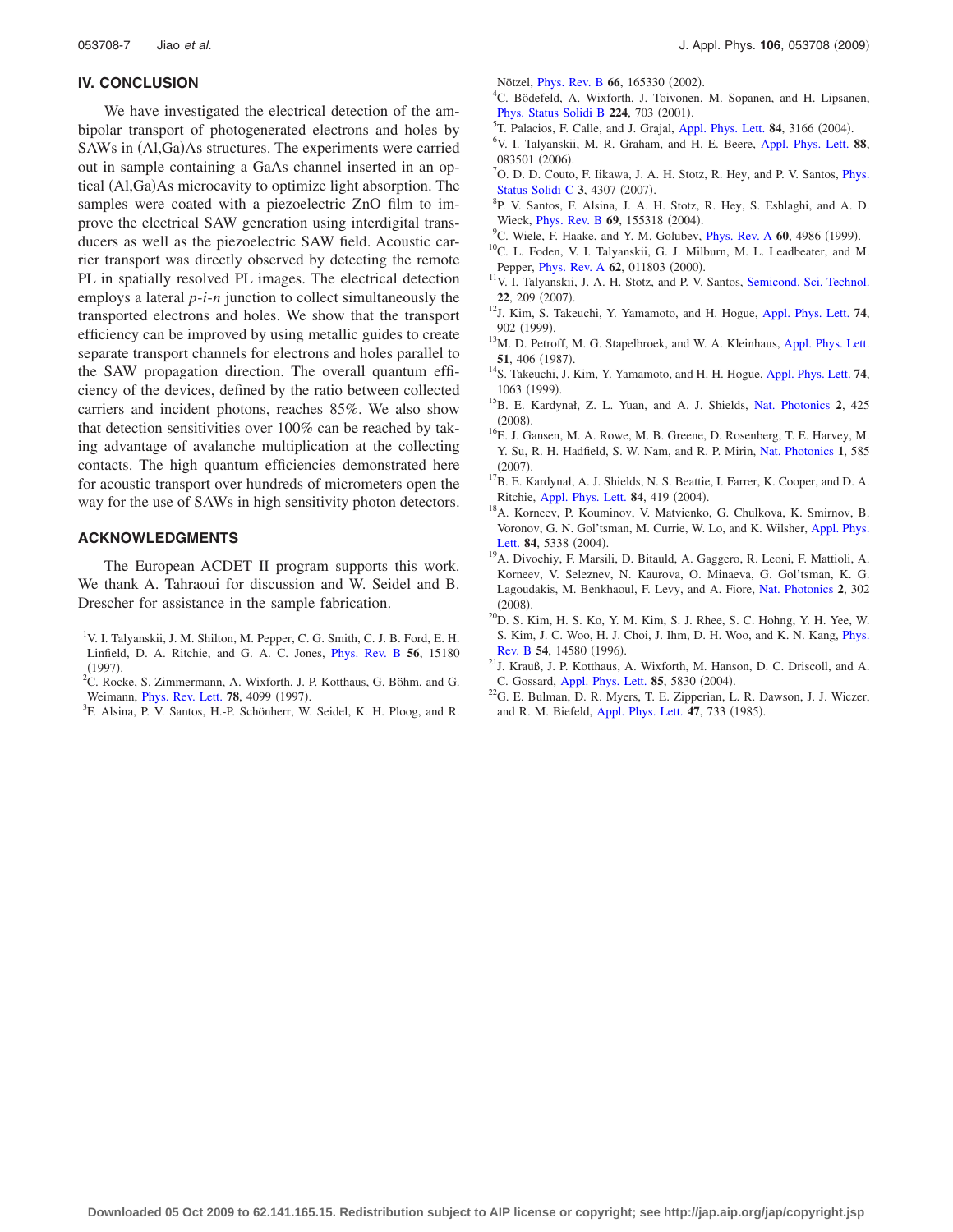## IV. CONCLUSION

We have investigated the electrical detection of the ambipolar transport of photogenerated electrons and holes by SAWs in (Al,Ga)As structures. The experiments were carried out in sample containing a GaAs channel inserted in an optical (Al,Ga)As microcavity to optimize light absorption. The samples were coated with a piezoelectric ZnO film to improve the electrical SAW generation using interdigital transducers as well as the piezoelectric SAW field. Acoustic carrier transport was directly observed by detecting the remote PL in spatially resolved PL images. The electrical detection employs a lateral *p*-*i*-*n* junction to collect simultaneously the transported electrons and holes. We show that the transport efficiency can be improved by using metallic guides to create separate transport channels for electrons and holes parallel to the SAW propagation direction. The overall quantum efficiency of the devices, defined by the ratio between collected carriers and incident photons, reaches 85%. We also show that detection sensitivities over 100% can be reached by taking advantage of avalanche multiplication at the collecting contacts. The high quantum efficiencies demonstrated here for acoustic transport over hundreds of micrometers open the way for the use of SAWs in high sensitivity photon detectors.

## ACKNOWLEDGMENTS

The European ACDET II program supports this work. We thank A. Tahraoui for discussion and W. Seidel and B. Drescher for assistance in the sample fabrication.

[1] V. I. Talyanskii, J. M. Shilton, M. Pepper, C. G. Smith, C. J. B. Ford, E. H. Linfield, D. A. Ritchie, and G. A. C. Jones, Phys. Rev. B **56**, 15180 (1997).

[2] C. Rocke, S. Zimmermann, A. Wixforth, J. P. Kotthaus, G. Böhm, and G. Weimann, Phys. Rev. Lett. **78**, 4099 (1997).

[3] F. Alsina, P. V. Santos, H.-P. Schönherr, W. Seidel, K. H. Ploog, and R. Nötzel, Phys. Rev. B **66**, 165330 (2002).

[4] C. Bödefeld, A. Wixforth, J. Toivonen, M. Sopanen, and H. Lipsanen, Phys. Status Solidi B **224**, 703 (2001).

[5] T. Palacios, F. Calle, and J. Grajal, Appl. Phys. Lett. **84**, 3166 (2004).

[6] V. I. Talyanskii, M. R. Graham, and H. E. Beere, Appl. Phys. Lett. **88**, 083501 (2006).

[7] O. D. D. Couto, F. Iikawa, J. A. H. Stotz, R. Hey, and P. V. Santos, Phys. Status Solidi C **3**, 4307 (2007).

[8] P. V. Santos, F. Alsina, J. A. H. Stotz, R. Hey, S. Eshlaghi, and A. D. Wieck, Phys. Rev. B **69**, 155318 (2004).

[9] C. Wiele, F. Haake, and Y. M. Golubev, Phys. Rev. A **60**, 4986 (1999).

[10] C. L. Foden, V. I. Talyanskii, G. J. Milburn, M. L. Leadbeater, and M. Pepper, Phys. Rev. A **62**, 011803 (2000).

[11] V. I. Talyanskii, J. A. H. Stotz, and P. V. Santos, Semicond. Sci. Technol. **22**, 209 (2007).

[12] J. Kim, S. Takeuchi, Y. Yamamoto, and H. Hogue, Appl. Phys. Lett. **74**, 902 (1999).

[13] M. D. Petroff, M. G. Stapelbroek, and W. A. Kleinhaus, Appl. Phys. Lett. **51**, 406 (1987).

[14] S. Takeuchi, J. Kim, Y. Yamamoto, and H. H. Hogue, Appl. Phys. Lett. **74**, 1063 (1999).

[15] B. E. Kardynał, Z. L. Yuan, and A. J. Shields, Nat. Photonics **2**, 425 (2008).

[16] E. J. Gansen, M. A. Rowe, M. B. Greene, D. Rosenberg, T. E. Harvey, M. Y. Su, R. H. Hadfield, S. W. Nam, and R. P. Mirin, Nat. Photonics **1**, 585 (2007).

[17] B. E. Kardynał, A. J. Shields, N. S. Beattie, I. Farrer, K. Cooper, and D. A. Ritchie, Appl. Phys. Lett. **84**, 419 (2004).

[18] A. Korneev, P. Kouminov, V. Matvienko, G. Chulkova, K. Smirnov, B. Voronov, G. N. Gol'tsman, M. Currie, W. Lo, and K. Wilsher, Appl. Phys. Lett. **84**, 5338 (2004).

[19] A. Divochiy, F. Marsili, D. Bitauld, A. Gaggero, R. Leoni, F. Mattioli, A. Korneev, V. Seleznev, N. Kaurova, O. Minaeva, G. Gol'tsman, K. G. Lagoudakis, M. Benkhaoul, F. Levy, and A. Fiore, Nat. Photonics **2**, 302 (2008).

[20] D. S. Kim, H. S. Ko, Y. M. Kim, S. J. Rhee, S. C. Hohng, Y. H. Yee, W. S. Kim, J. C. Woo, H. J. Choi, J. Ihm, D. H. Woo, and K. N. Kang, Phys. Rev. B **54**, 14580 (1996).

[21] J. Krauß, J. P. Kotthaus, A. Wixforth, M. Hanson, D. C. Driscoll, and A. C. Gossard, Appl. Phys. Lett. **85**, 5830 (2004).

[22] G. E. Bulman, D. R. Myers, T. E. Zipperian, L. R. Dawson, J. J. Wiczer, and R. M. Biefeld, Appl. Phys. Lett. **47**, 733 (1985).